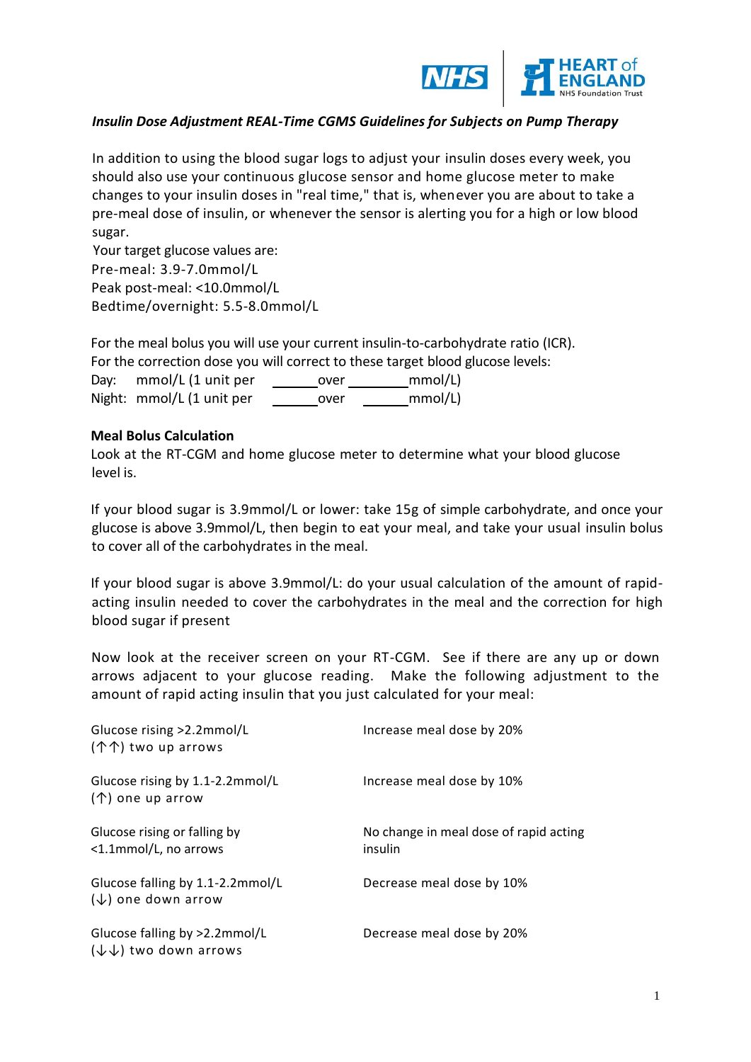*Insulin Dose Adjustment REAL-Time CGMS Guidelines for Subjects on Pump Therapy*

In addition to using the blood sugar logs to adjust your insulin doses every week, you should also use your continuous glucose sensor and home glucose meter to make changes to your insulin doses in "real time," that is, whenever you are about to take a pre-meal dose of insulin, or whenever the sensor is alerting you for a high or low blood sugar.

Your target glucose values are:
Pre-meal: 3.9-7.0mmol/L
Peak post-meal: <10.0mmol/L
Bedtime/overnight: 5.5-8.0mmol/L

For the meal bolus you will use your current insulin-to-carbohydrate ratio (ICR).
For the correction dose you will correct to these target blood glucose levels:
Day: mmol/L (1 unit per ______ over ________ mmol/L)
Night: mmol/L (1 unit per ______ over ______ mmol/L)

**Meal Bolus Calculation**

Look at the RT-CGM and home glucose meter to determine what your blood glucose level is.

If your blood sugar is 3.9mmol/L or lower: take 15g of simple carbohydrate, and once your glucose is above 3.9mmol/L, then begin to eat your meal, and take your usual insulin bolus to cover all of the carbohydrates in the meal.

If your blood sugar is above 3.9mmol/L: do your usual calculation of the amount of rapid-acting insulin needed to cover the carbohydrates in the meal and the correction for high blood sugar if present

Now look at the receiver screen on your RT-CGM. See if there are any up or down arrows adjacent to your glucose reading. Make the following adjustment to the amount of rapid acting insulin that you just calculated for your meal:

| | |
|---|---|
| Glucose rising >2.2mmol/L (↑↑) two up arrows | Increase meal dose by 20% |
| Glucose rising by 1.1-2.2mmol/L (↑) one up arrow | Increase meal dose by 10% |
| Glucose rising or falling by <1.1mmol/L, no arrows | No change in meal dose of rapid acting insulin |
| Glucose falling by 1.1-2.2mmol/L (↓) one down arrow | Decrease meal dose by 10% |
| Glucose falling by >2.2mmol/L (↓↓) two down arrows | Decrease meal dose by 20% |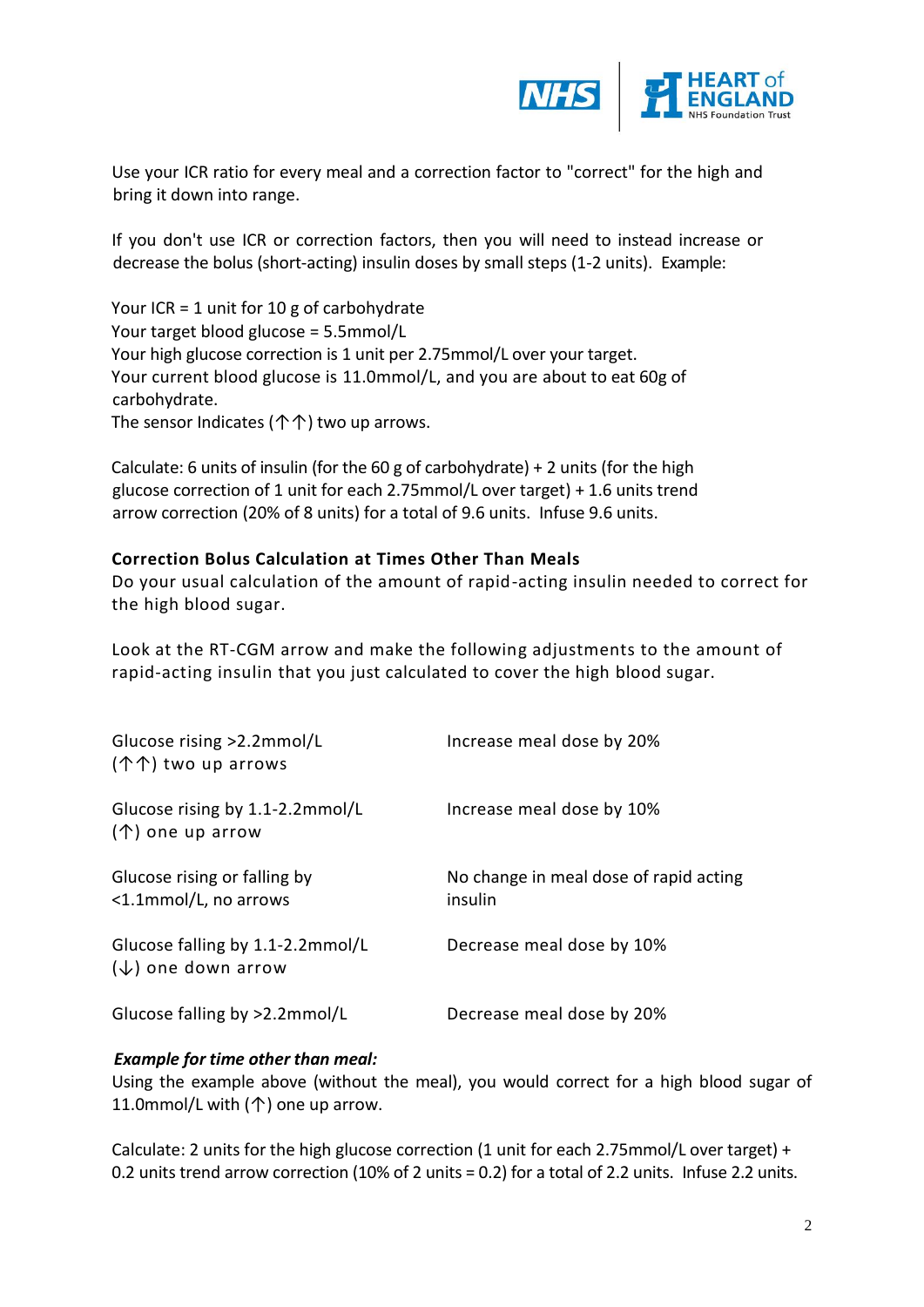Use your ICR ratio for every meal and a correction factor to "correct" for the high and bring it down into range.

If you don't use ICR or correction factors, then you will need to instead increase or decrease the bolus (short-acting) insulin doses by small steps (1-2 units). Example:

Your ICR = 1 unit for 10 g of carbohydrate
Your target blood glucose = 5.5mmol/L
Your high glucose correction is 1 unit per 2.75mmol/L over your target.
Your current blood glucose is 11.0mmol/L, and you are about to eat 60g of carbohydrate.
The sensor Indicates (↑↑) two up arrows.

Calculate: 6 units of insulin (for the 60 g of carbohydrate) + 2 units (for the high glucose correction of 1 unit for each 2.75mmol/L over target) + 1.6 units trend arrow correction (20% of 8 units) for a total of 9.6 units. Infuse 9.6 units.

**Correction Bolus Calculation at Times Other Than Meals**

Do your usual calculation of the amount of rapid-acting insulin needed to correct for the high blood sugar.

Look at the RT-CGM arrow and make the following adjustments to the amount of rapid-acting insulin that you just calculated to cover the high blood sugar.

| | |
|---|---|
| Glucose rising >2.2mmol/L (↑↑) two up arrows | Increase meal dose by 20% |
| Glucose rising by 1.1-2.2mmol/L (↑) one up arrow | Increase meal dose by 10% |
| Glucose rising or falling by <1.1mmol/L, no arrows | No change in meal dose of rapid acting insulin |
| Glucose falling by 1.1-2.2mmol/L (↓) one down arrow | Decrease meal dose by 10% |
| Glucose falling by >2.2mmol/L | Decrease meal dose by 20% |

***Example for time other than meal:***

Using the example above (without the meal), you would correct for a high blood sugar of 11.0mmol/L with (↑) one up arrow.

Calculate: 2 units for the high glucose correction (1 unit for each 2.75mmol/L over target) + 0.2 units trend arrow correction (10% of 2 units = 0.2) for a total of 2.2 units. Infuse 2.2 units.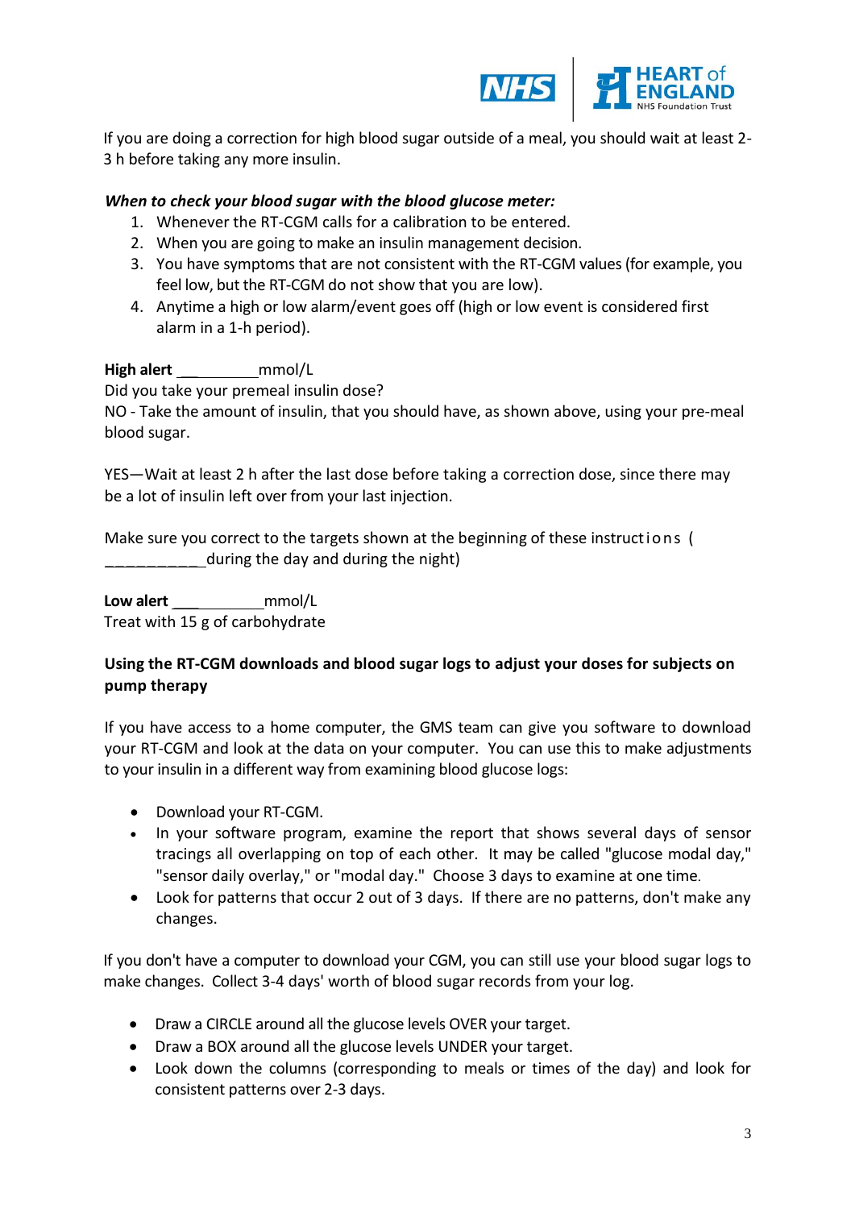If you are doing a correction for high blood sugar outside of a meal, you should wait at least 2-3 h before taking any more insulin.

***When to check your blood sugar with the blood glucose meter:***

1. Whenever the RT-CGM calls for a calibration to be entered.
2. When you are going to make an insulin management decision.
3. You have symptoms that are not consistent with the RT-CGM values (for example, you feel low, but the RT-CGM do not show that you are low).
4. Anytime a high or low alarm/event goes off (high or low event is considered first alarm in a 1-h period).

**High alert** __________mmol/L

Did you take your premeal insulin dose?

NO - Take the amount of insulin, that you should have, as shown above, using your pre-meal blood sugar.

YES—Wait at least 2 h after the last dose before taking a correction dose, since there may be a lot of insulin left over from your last injection.

Make sure you correct to the targets shown at the beginning of these instructions ( ___________during the day and during the night)

**Low alert** ___________mmol/L

Treat with 15 g of carbohydrate

**Using the RT-CGM downloads and blood sugar logs to adjust your doses for subjects on pump therapy**

If you have access to a home computer, the GMS team can give you software to download your RT-CGM and look at the data on your computer. You can use this to make adjustments to your insulin in a different way from examining blood glucose logs:

- Download your RT-CGM.
- In your software program, examine the report that shows several days of sensor tracings all overlapping on top of each other. It may be called "glucose modal day," "sensor daily overlay," or "modal day." Choose 3 days to examine at one time.
- Look for patterns that occur 2 out of 3 days. If there are no patterns, don't make any changes.

If you don't have a computer to download your CGM, you can still use your blood sugar logs to make changes. Collect 3-4 days' worth of blood sugar records from your log.

- Draw a CIRCLE around all the glucose levels OVER your target.
- Draw a BOX around all the glucose levels UNDER your target.
- Look down the columns (corresponding to meals or times of the day) and look for consistent patterns over 2-3 days.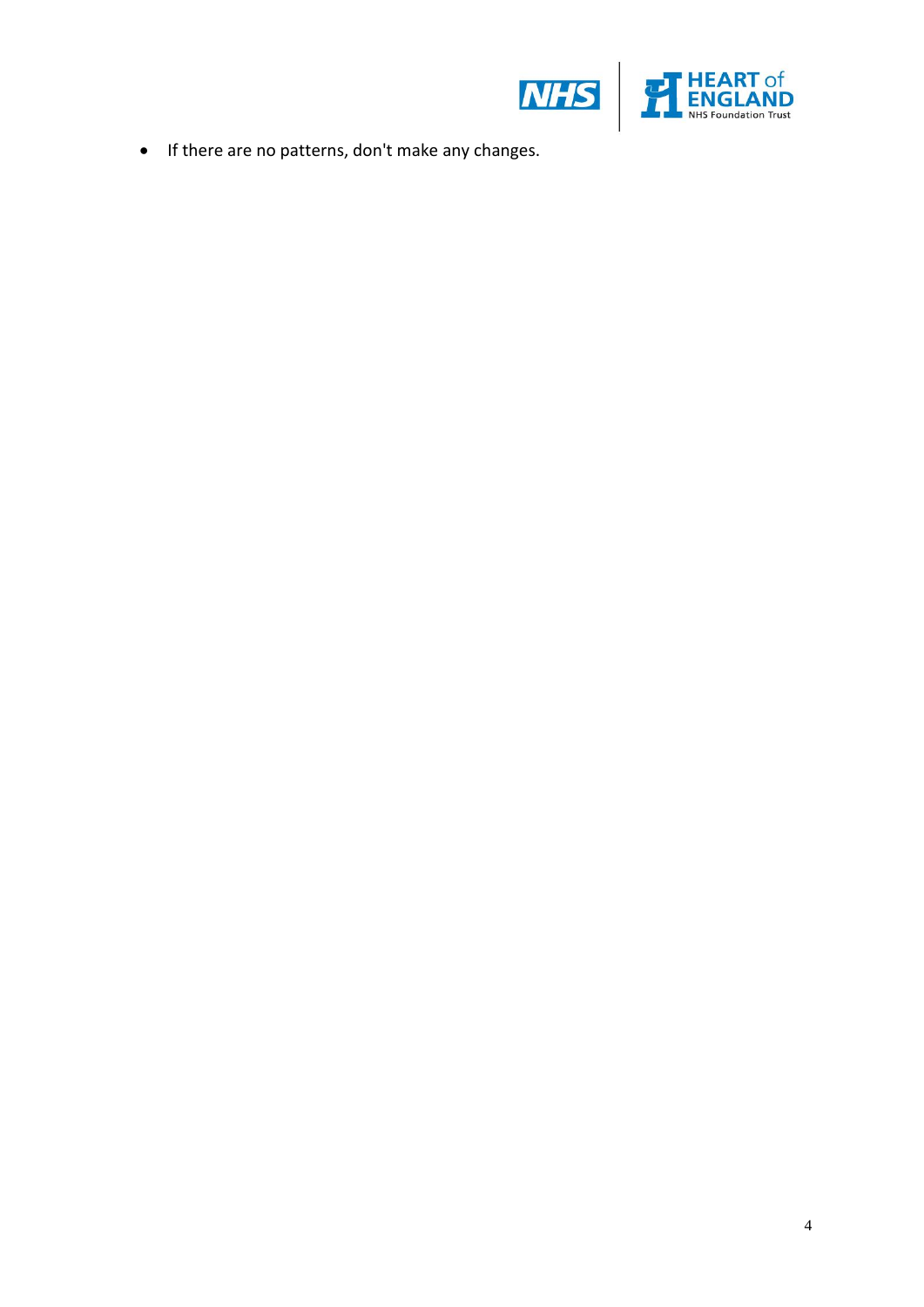- If there are no patterns, don't make any changes.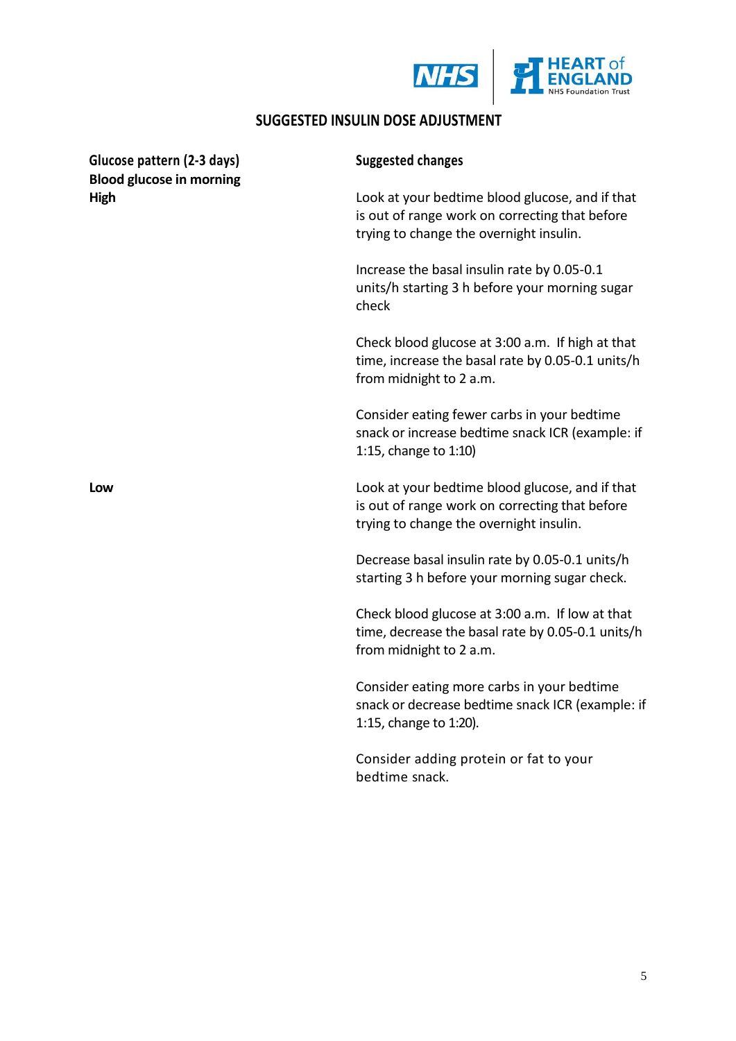## SUGGESTED INSULIN DOSE ADJUSTMENT

| Glucose pattern (2-3 days) Blood glucose in morning | Suggested changes |
|---|---|
| **High** | Look at your bedtime blood glucose, and if that is out of range work on correcting that before trying to change the overnight insulin.<br><br>Increase the basal insulin rate by 0.05-0.1 units/h starting 3 h before your morning sugar check<br><br>Check blood glucose at 3:00 a.m. If high at that time, increase the basal rate by 0.05-0.1 units/h from midnight to 2 a.m.<br><br>Consider eating fewer carbs in your bedtime snack or increase bedtime snack ICR (example: if 1:15, change to 1:10) |
| **Low** | Look at your bedtime blood glucose, and if that is out of range work on correcting that before trying to change the overnight insulin.<br><br>Decrease basal insulin rate by 0.05-0.1 units/h starting 3 h before your morning sugar check.<br><br>Check blood glucose at 3:00 a.m. If low at that time, decrease the basal rate by 0.05-0.1 units/h from midnight to 2 a.m.<br><br>Consider eating more carbs in your bedtime snack or decrease bedtime snack ICR (example: if 1:15, change to 1:20).<br><br>Consider adding protein or fat to your bedtime snack. |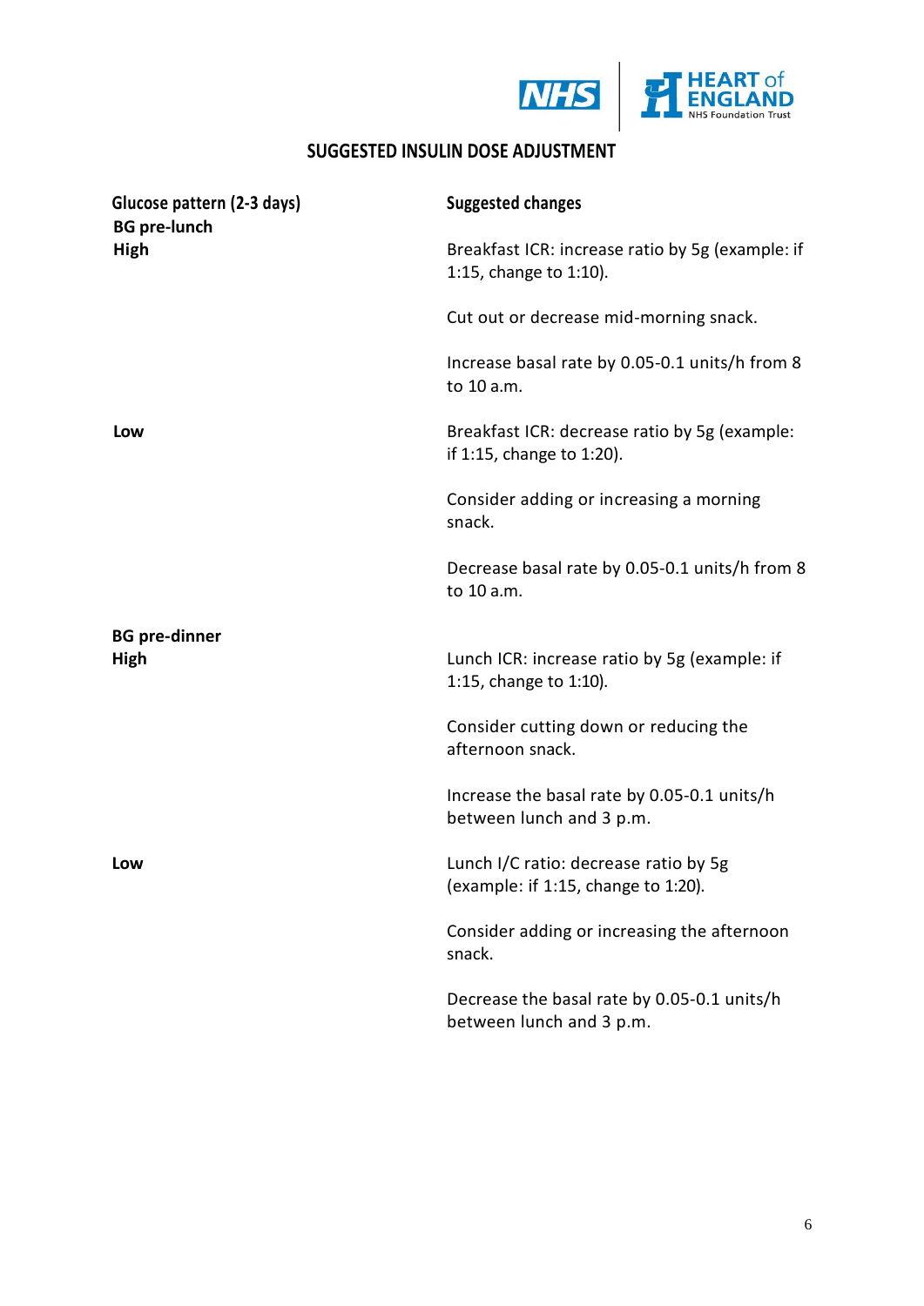## SUGGESTED INSULIN DOSE ADJUSTMENT

| Glucose pattern (2-3 days) | Suggested changes |
| --- | --- |
| **BG pre-lunch** | |
| **High** | Breakfast ICR: increase ratio by 5g (example: if 1:15, change to 1:10).<br><br>Cut out or decrease mid-morning snack.<br><br>Increase basal rate by 0.05-0.1 units/h from 8 to 10 a.m. |
| **Low** | Breakfast ICR: decrease ratio by 5g (example: if 1:15, change to 1:20).<br><br>Consider adding or increasing a morning snack.<br><br>Decrease basal rate by 0.05-0.1 units/h from 8 to 10 a.m. |
| **BG pre-dinner** | |
| **High** | Lunch ICR: increase ratio by 5g (example: if 1:15, change to 1:10).<br><br>Consider cutting down or reducing the afternoon snack.<br><br>Increase the basal rate by 0.05-0.1 units/h between lunch and 3 p.m. |
| **Low** | Lunch I/C ratio: decrease ratio by 5g (example: if 1:15, change to 1:20).<br><br>Consider adding or increasing the afternoon snack.<br><br>Decrease the basal rate by 0.05-0.1 units/h between lunch and 3 p.m. |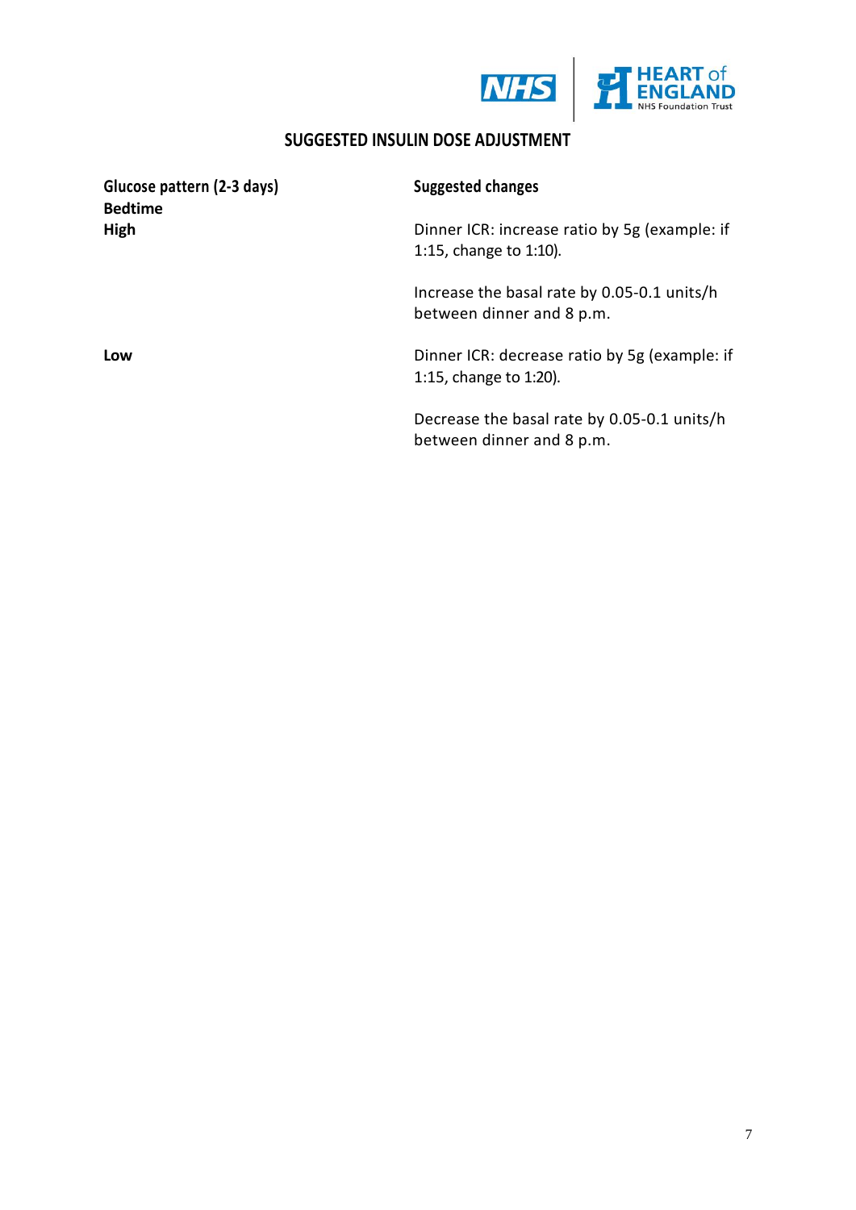## SUGGESTED INSULIN DOSE ADJUSTMENT

| Glucose pattern (2-3 days) | Suggested changes |
|---|---|
| **Bedtime** | |
| **High** | Dinner ICR: increase ratio by 5g (example: if 1:15, change to 1:10).<br><br>Increase the basal rate by 0.05-0.1 units/h between dinner and 8 p.m. |
| **Low** | Dinner ICR: decrease ratio by 5g (example: if 1:15, change to 1:20).<br><br>Decrease the basal rate by 0.05-0.1 units/h between dinner and 8 p.m. |